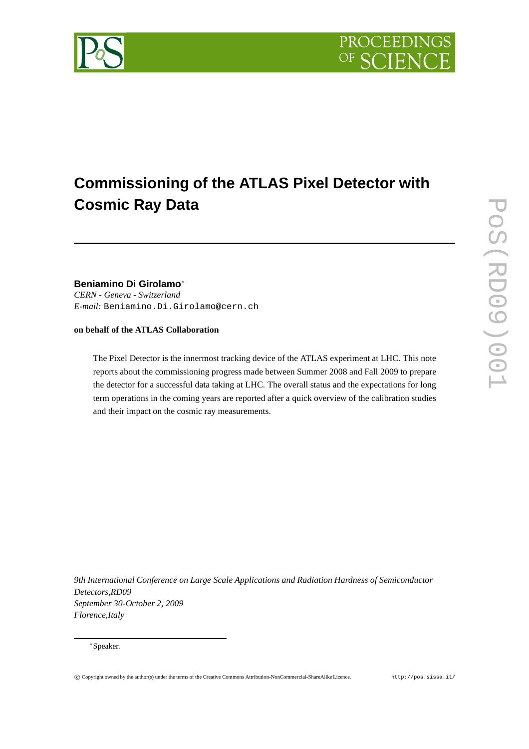# Commissioning of the ATLAS Pixel Detector with Cosmic Ray Data

**Beniamino Di Girolamo**[*]
*CERN - Geneva - Switzerland*
*E-mail:* Beniamino.Di.Girolamo@cern.ch

**on behalf of the ATLAS Collaboration**

The Pixel Detector is the innermost tracking device of the ATLAS experiment at LHC. This note reports about the commissioning progress made between Summer 2008 and Fall 2009 to prepare the detector for a successful data taking at LHC. The overall status and the expectations for long term operations in the coming years are reported after a quick overview of the calibration studies and their impact on the cosmic ray measurements.

*9th International Conference on Large Scale Applications and Radiation Hardness of Semiconductor Detectors,RD09*
*September 30-October 2, 2009*
*Florence,Italy*

[*]Speaker.

© Copyright owned by the author(s) under the terms of the Creative Commons Attribution-NonCommercial-ShareAlike Licence. http://pos.sissa.it/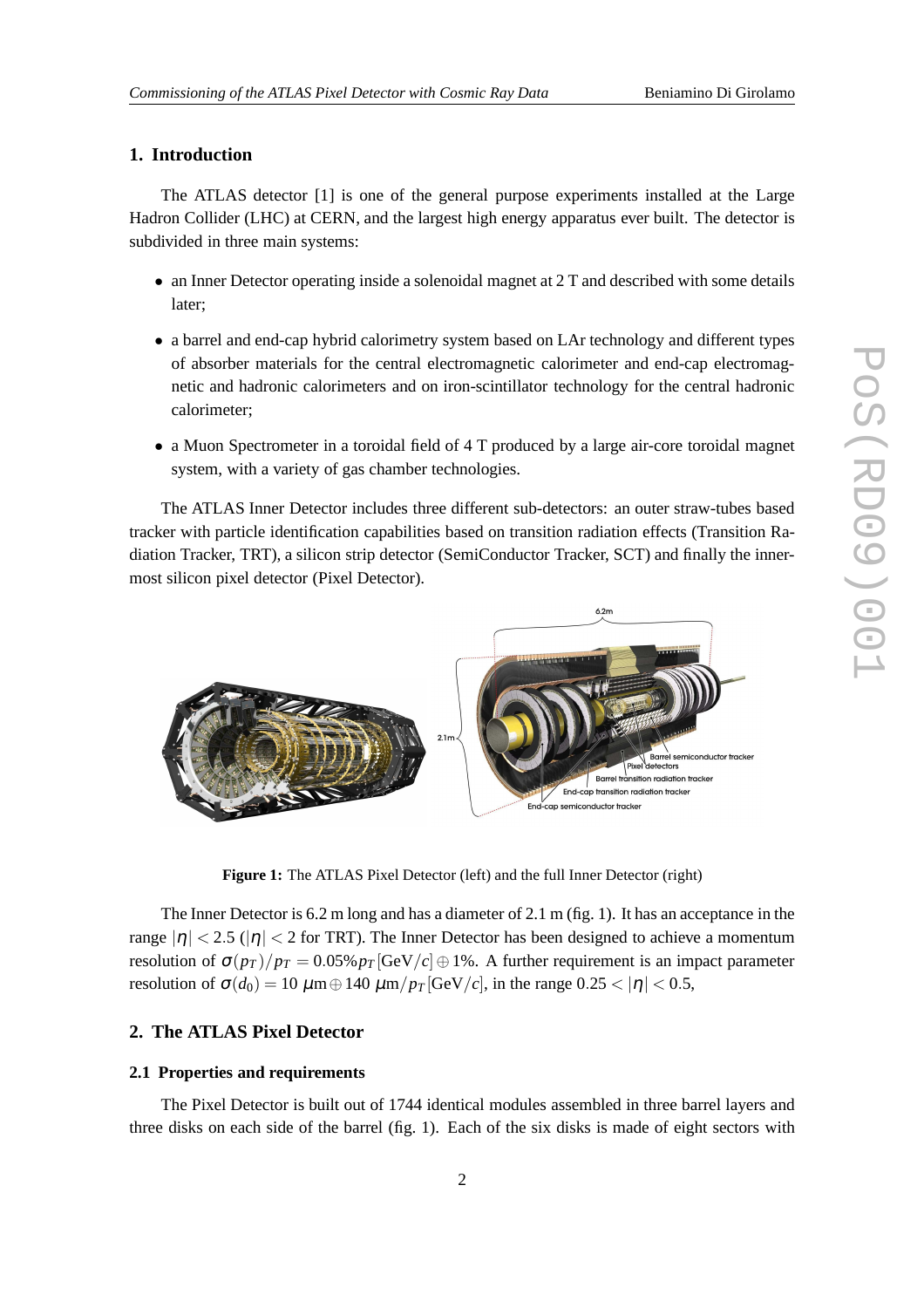## 1. Introduction

The ATLAS detector [1] is one of the general purpose experiments installed at the Large Hadron Collider (LHC) at CERN, and the largest high energy apparatus ever built. The detector is subdivided in three main systems:

- an Inner Detector operating inside a solenoidal magnet at 2 T and described with some details later;
- a barrel and end-cap hybrid calorimetry system based on LAr technology and different types of absorber materials for the central electromagnetic calorimeter and end-cap electromagnetic and hadronic calorimeters and on iron-scintillator technology for the central hadronic calorimeter;
- a Muon Spectrometer in a toroidal field of 4 T produced by a large air-core toroidal magnet system, with a variety of gas chamber technologies.

The ATLAS Inner Detector includes three different sub-detectors: an outer straw-tubes based tracker with particle identification capabilities based on transition radiation effects (Transition Radiation Tracker, TRT), a silicon strip detector (SemiConductor Tracker, SCT) and finally the innermost silicon pixel detector (Pixel Detector).

**Figure 1:** The ATLAS Pixel Detector (left) and the full Inner Detector (right)

The Inner Detector is 6.2 m long and has a diameter of 2.1 m (fig. 1). It has an acceptance in the range $|\eta| < 2.5$ ($|\eta| < 2$ for TRT). The Inner Detector has been designed to achieve a momentum resolution of $\sigma(p_T)/p_T = 0.05\% p_T\,[\mathrm{GeV}/c] \oplus 1\%$. A further requirement is an impact parameter resolution of $\sigma(d_0) = 10\ \mu\mathrm{m} \oplus 140\ \mu\mathrm{m}/p_T\,[\mathrm{GeV}/c]$, in the range $0.25 < |\eta| < 0.5$,

## 2. The ATLAS Pixel Detector

### 2.1 Properties and requirements

The Pixel Detector is built out of 1744 identical modules assembled in three barrel layers and three disks on each side of the barrel (fig. 1). Each of the six disks is made of eight sectors with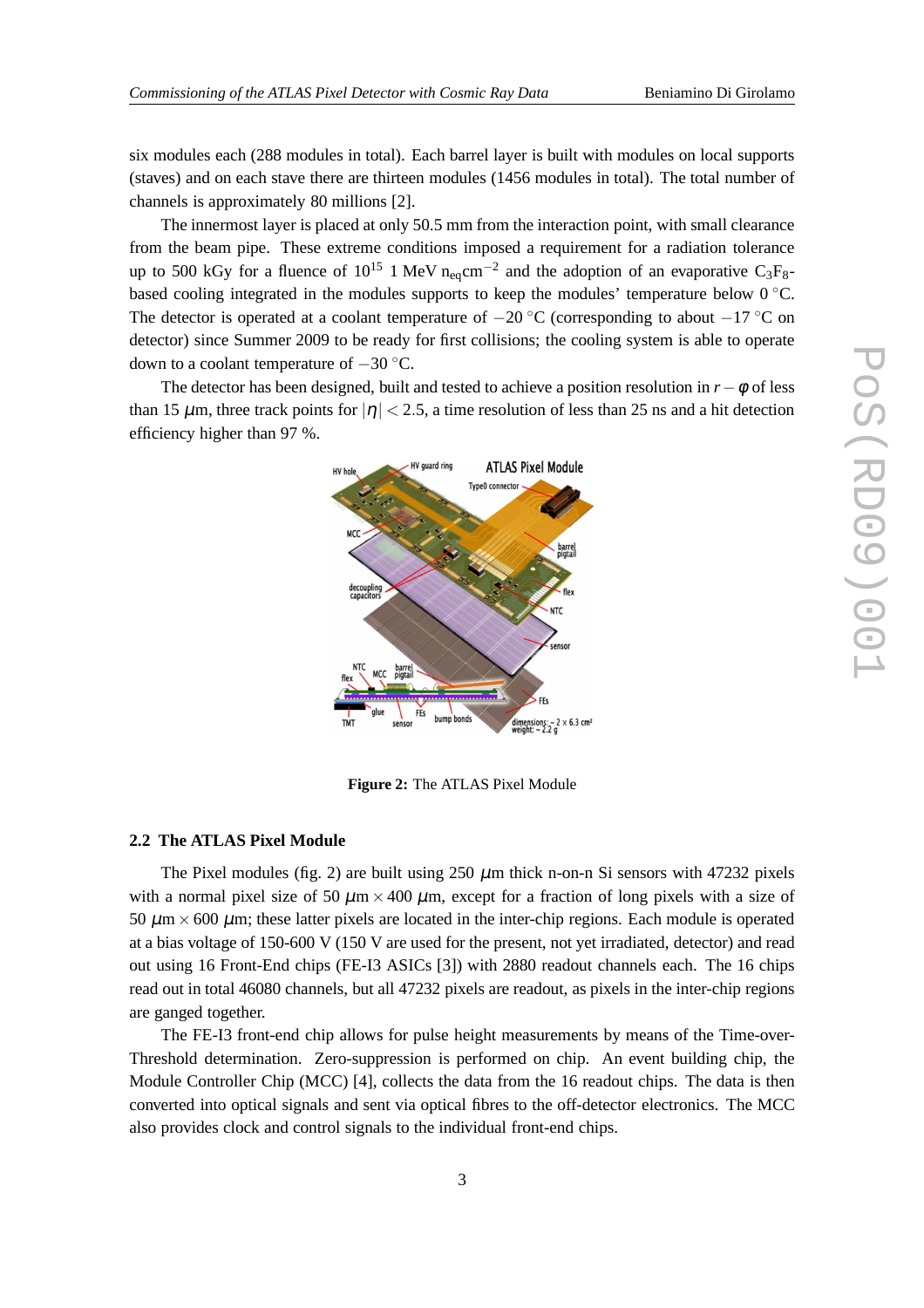six modules each (288 modules in total). Each barrel layer is built with modules on local supports (staves) and on each stave there are thirteen modules (1456 modules in total). The total number of channels is approximately 80 millions [2].

The innermost layer is placed at only 50.5 mm from the interaction point, with small clearance from the beam pipe. These extreme conditions imposed a requirement for a radiation tolerance up to 500 kGy for a fluence of $10^{15}$ 1 MeV $n_{eq}cm^{-2}$ and the adoption of an evaporative $C_3F_8$-based cooling integrated in the modules supports to keep the modules' temperature below 0 °C. The detector is operated at a coolant temperature of $-20$ °C (corresponding to about $-17$ °C on detector) since Summer 2009 to be ready for first collisions; the cooling system is able to operate down to a coolant temperature of $-30$ °C.

The detector has been designed, built and tested to achieve a position resolution in $r-\phi$ of less than 15 $\mu$m, three track points for $|\eta| < 2.5$, a time resolution of less than 25 ns and a hit detection efficiency higher than 97 %.

Figure 2: The ATLAS Pixel Module

### 2.2 The ATLAS Pixel Module

The Pixel modules (fig. 2) are built using 250 $\mu$m thick n-on-n Si sensors with 47232 pixels with a normal pixel size of 50 $\mu$m $\times$ 400 $\mu$m, except for a fraction of long pixels with a size of 50 $\mu$m $\times$ 600 $\mu$m; these latter pixels are located in the inter-chip regions. Each module is operated at a bias voltage of 150-600 V (150 V are used for the present, not yet irradiated, detector) and read out using 16 Front-End chips (FE-I3 ASICs [3]) with 2880 readout channels each. The 16 chips read out in total 46080 channels, but all 47232 pixels are readout, as pixels in the inter-chip regions are ganged together.

The FE-I3 front-end chip allows for pulse height measurements by means of the Time-over-Threshold determination. Zero-suppression is performed on chip. An event building chip, the Module Controller Chip (MCC) [4], collects the data from the 16 readout chips. The data is then converted into optical signals and sent via optical fibres to the off-detector electronics. The MCC also provides clock and control signals to the individual front-end chips.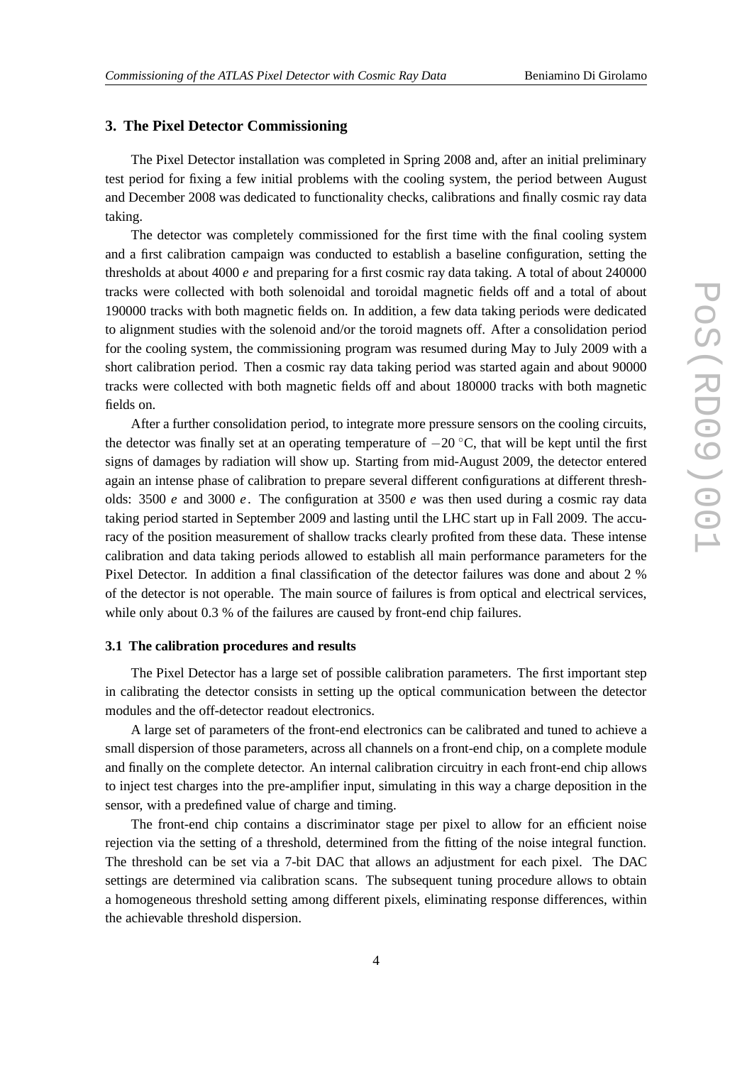## 3. The Pixel Detector Commissioning

The Pixel Detector installation was completed in Spring 2008 and, after an initial preliminary test period for fixing a few initial problems with the cooling system, the period between August and December 2008 was dedicated to functionality checks, calibrations and finally cosmic ray data taking.

The detector was completely commissioned for the first time with the final cooling system and a first calibration campaign was conducted to establish a baseline configuration, setting the thresholds at about 4000 $e$ and preparing for a first cosmic ray data taking. A total of about 240000 tracks were collected with both solenoidal and toroidal magnetic fields off and a total of about 190000 tracks with both magnetic fields on. In addition, a few data taking periods were dedicated to alignment studies with the solenoid and/or the toroid magnets off. After a consolidation period for the cooling system, the commissioning program was resumed during May to July 2009 with a short calibration period. Then a cosmic ray data taking period was started again and about 90000 tracks were collected with both magnetic fields off and about 180000 tracks with both magnetic fields on.

After a further consolidation period, to integrate more pressure sensors on the cooling circuits, the detector was finally set at an operating temperature of $-20\ ^{\circ}\mathrm{C}$, that will be kept until the first signs of damages by radiation will show up. Starting from mid-August 2009, the detector entered again an intense phase of calibration to prepare several different configurations at different thresholds: 3500 $e$ and 3000 $e$. The configuration at 3500 $e$ was then used during a cosmic ray data taking period started in September 2009 and lasting until the LHC start up in Fall 2009. The accuracy of the position measurement of shallow tracks clearly profited from these data. These intense calibration and data taking periods allowed to establish all main performance parameters for the Pixel Detector. In addition a final classification of the detector failures was done and about 2 % of the detector is not operable. The main source of failures is from optical and electrical services, while only about 0.3 % of the failures are caused by front-end chip failures.

### 3.1 The calibration procedures and results

The Pixel Detector has a large set of possible calibration parameters. The first important step in calibrating the detector consists in setting up the optical communication between the detector modules and the off-detector readout electronics.

A large set of parameters of the front-end electronics can be calibrated and tuned to achieve a small dispersion of those parameters, across all channels on a front-end chip, on a complete module and finally on the complete detector. An internal calibration circuitry in each front-end chip allows to inject test charges into the pre-amplifier input, simulating in this way a charge deposition in the sensor, with a predefined value of charge and timing.

The front-end chip contains a discriminator stage per pixel to allow for an efficient noise rejection via the setting of a threshold, determined from the fitting of the noise integral function. The threshold can be set via a 7-bit DAC that allows an adjustment for each pixel. The DAC settings are determined via calibration scans. The subsequent tuning procedure allows to obtain a homogeneous threshold setting among different pixels, eliminating response differences, within the achievable threshold dispersion.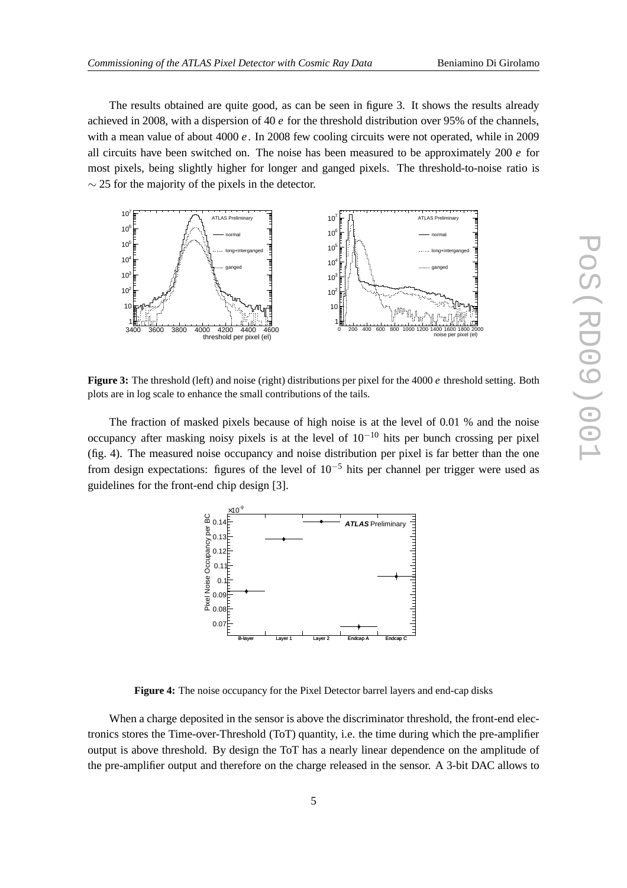The results obtained are quite good, as can be seen in figure 3. It shows the results already achieved in 2008, with a dispersion of 40 $e$ for the threshold distribution over 95% of the channels, with a mean value of about 4000 $e$. In 2008 few cooling circuits were not operated, while in 2009 all circuits have been switched on. The noise has been measured to be approximately 200 $e$ for most pixels, being slightly higher for longer and ganged pixels. The threshold-to-noise ratio is $\sim 25$ for the majority of the pixels in the detector.

**Figure 3:** The threshold (left) and noise (right) distributions per pixel for the 4000 $e$ threshold setting. Both plots are in log scale to enhance the small contributions of the tails.

The fraction of masked pixels because of high noise is at the level of 0.01 % and the noise occupancy after masking noisy pixels is at the level of $10^{-10}$ hits per bunch crossing per pixel (fig. 4). The measured noise occupancy and noise distribution per pixel is far better than the one from design expectations: figures of the level of $10^{-5}$ hits per channel per trigger were used as guidelines for the front-end chip design [3].

**Figure 4:** The noise occupancy for the Pixel Detector barrel layers and end-cap disks

When a charge deposited in the sensor is above the discriminator threshold, the front-end electronics stores the Time-over-Threshold (ToT) quantity, i.e. the time during which the pre-amplifier output is above threshold. By design the ToT has a nearly linear dependence on the amplitude of the pre-amplifier output and therefore on the charge released in the sensor. A 3-bit DAC allows to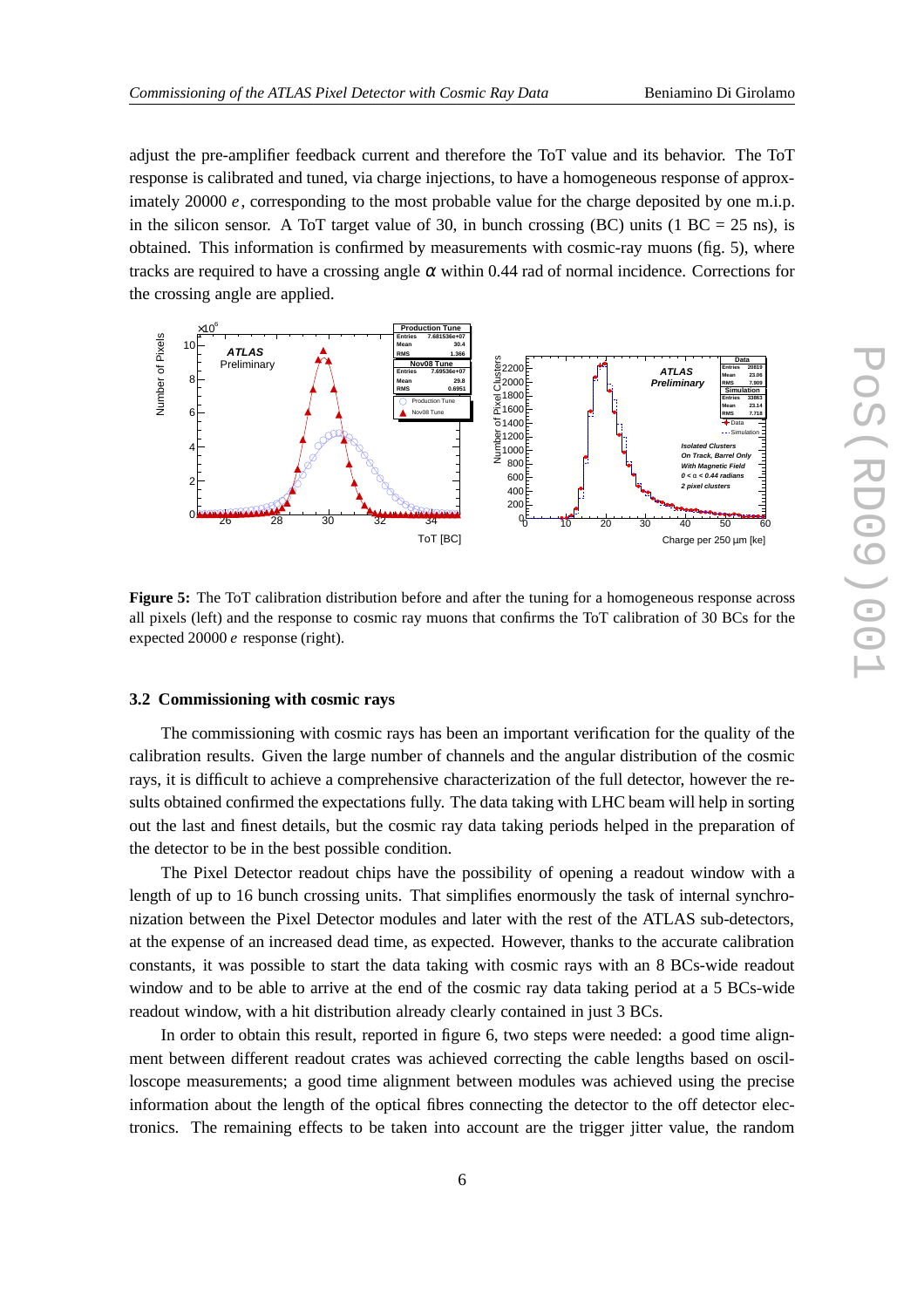adjust the pre-amplifier feedback current and therefore the ToT value and its behavior. The ToT response is calibrated and tuned, via charge injections, to have a homogeneous response of approximately 20000 $e$, corresponding to the most probable value for the charge deposited by one m.i.p. in the silicon sensor. A ToT target value of 30, in bunch crossing (BC) units (1 BC = 25 ns), is obtained. This information is confirmed by measurements with cosmic-ray muons (fig. 5), where tracks are required to have a crossing angle $\alpha$ within 0.44 rad of normal incidence. Corrections for the crossing angle are applied.

**Figure 5:** The ToT calibration distribution before and after the tuning for a homogeneous response across all pixels (left) and the response to cosmic ray muons that confirms the ToT calibration of 30 BCs for the expected 20000 $e$ response (right).

### 3.2 Commissioning with cosmic rays

The commissioning with cosmic rays has been an important verification for the quality of the calibration results. Given the large number of channels and the angular distribution of the cosmic rays, it is difficult to achieve a comprehensive characterization of the full detector, however the results obtained confirmed the expectations fully. The data taking with LHC beam will help in sorting out the last and finest details, but the cosmic ray data taking periods helped in the preparation of the detector to be in the best possible condition.

The Pixel Detector readout chips have the possibility of opening a readout window with a length of up to 16 bunch crossing units. That simplifies enormously the task of internal synchronization between the Pixel Detector modules and later with the rest of the ATLAS sub-detectors, at the expense of an increased dead time, as expected. However, thanks to the accurate calibration constants, it was possible to start the data taking with cosmic rays with an 8 BCs-wide readout window and to be able to arrive at the end of the cosmic ray data taking period at a 5 BCs-wide readout window, with a hit distribution already clearly contained in just 3 BCs.

In order to obtain this result, reported in figure 6, two steps were needed: a good time alignment between different readout crates was achieved correcting the cable lengths based on oscilloscope measurements; a good time alignment between modules was achieved using the precise information about the length of the optical fibres connecting the detector to the off detector electronics. The remaining effects to be taken into account are the trigger jitter value, the random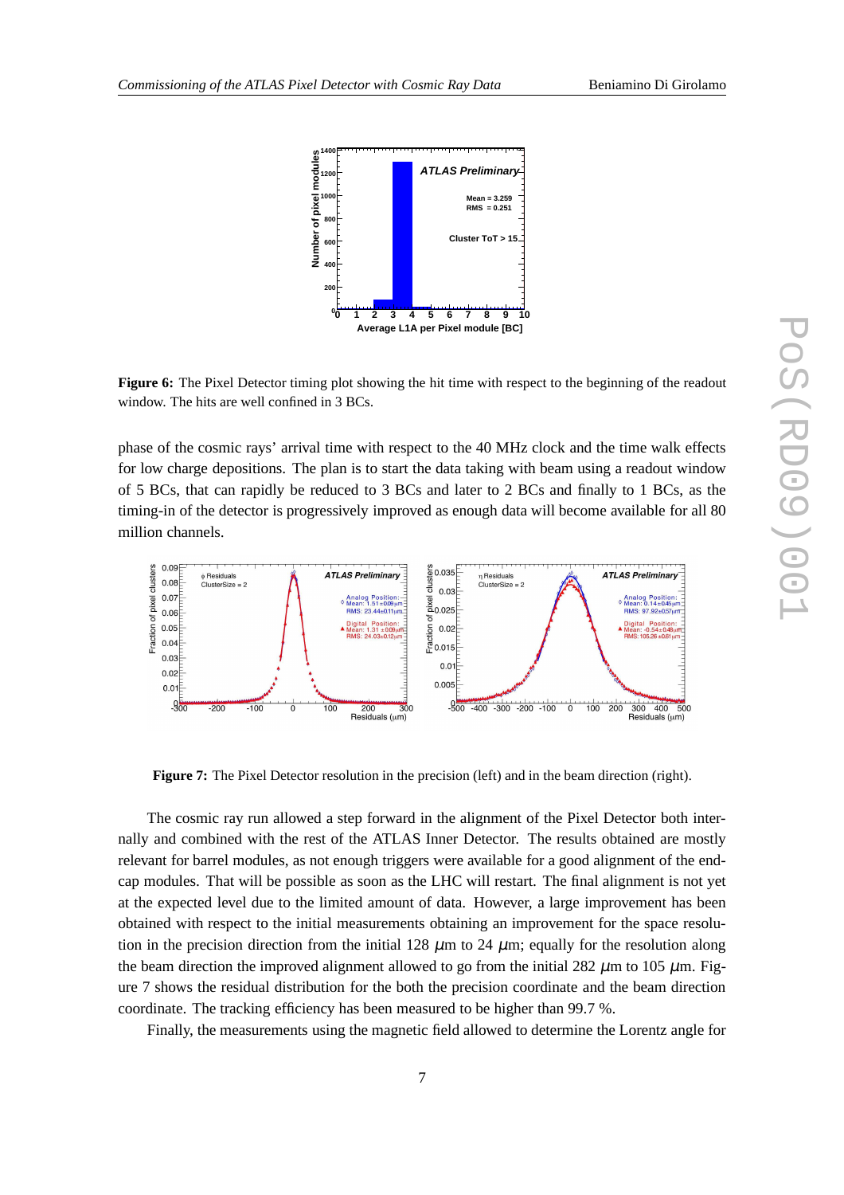**Figure 6:** The Pixel Detector timing plot showing the hit time with respect to the beginning of the readout window. The hits are well confined in 3 BCs.

phase of the cosmic rays' arrival time with respect to the 40 MHz clock and the time walk effects for low charge depositions. The plan is to start the data taking with beam using a readout window of 5 BCs, that can rapidly be reduced to 3 BCs and later to 2 BCs and finally to 1 BCs, as the timing-in of the detector is progressively improved as enough data will become available for all 80 million channels.

**Figure 7:** The Pixel Detector resolution in the precision (left) and in the beam direction (right).

The cosmic ray run allowed a step forward in the alignment of the Pixel Detector both internally and combined with the rest of the ATLAS Inner Detector. The results obtained are mostly relevant for barrel modules, as not enough triggers were available for a good alignment of the end-cap modules. That will be possible as soon as the LHC will restart. The final alignment is not yet at the expected level due to the limited amount of data. However, a large improvement has been obtained with respect to the initial measurements obtaining an improvement for the space resolution in the precision direction from the initial 128 $\mu$m to 24 $\mu$m; equally for the resolution along the beam direction the improved alignment allowed to go from the initial 282 $\mu$m to 105 $\mu$m. Figure 7 shows the residual distribution for the both the precision coordinate and the beam direction coordinate. The tracking efficiency has been measured to be higher than 99.7 %.

Finally, the measurements using the magnetic field allowed to determine the Lorentz angle for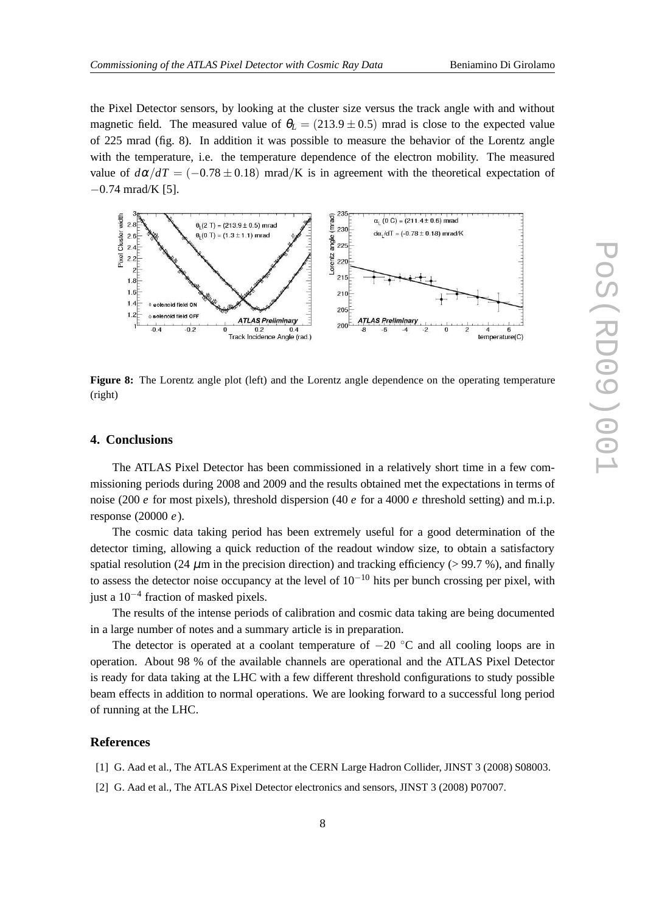the Pixel Detector sensors, by looking at the cluster size versus the track angle with and without magnetic field. The measured value of $\theta_L = (213.9 \pm 0.5)$ mrad is close to the expected value of 225 mrad (fig. 8). In addition it was possible to measure the behavior of the Lorentz angle with the temperature, i.e. the temperature dependence of the electron mobility. The measured value of $d\alpha/dT = (-0.78 \pm 0.18)$ mrad/K is in agreement with the theoretical expectation of $-0.74$ mrad/K [5].

**Figure 8:** The Lorentz angle plot (left) and the Lorentz angle dependence on the operating temperature (right)

## 4. Conclusions

The ATLAS Pixel Detector has been commissioned in a relatively short time in a few commissioning periods during 2008 and 2009 and the results obtained met the expectations in terms of noise (200 $e$ for most pixels), threshold dispersion (40 $e$ for a 4000 $e$ threshold setting) and m.i.p. response (20000 $e$).

The cosmic data taking period has been extremely useful for a good determination of the detector timing, allowing a quick reduction of the readout window size, to obtain a satisfactory spatial resolution (24 $\mu$m in the precision direction) and tracking efficiency (> 99.7 %), and finally to assess the detector noise occupancy at the level of $10^{-10}$ hits per bunch crossing per pixel, with just a $10^{-4}$ fraction of masked pixels.

The results of the intense periods of calibration and cosmic data taking are being documented in a large number of notes and a summary article is in preparation.

The detector is operated at a coolant temperature of $-20$ °C and all cooling loops are in operation. About 98 % of the available channels are operational and the ATLAS Pixel Detector is ready for data taking at the LHC with a few different threshold configurations to study possible beam effects in addition to normal operations. We are looking forward to a successful long period of running at the LHC.

## References

[1] G. Aad et al., The ATLAS Experiment at the CERN Large Hadron Collider, JINST 3 (2008) S08003.

[2] G. Aad et al., The ATLAS Pixel Detector electronics and sensors, JINST 3 (2008) P07007.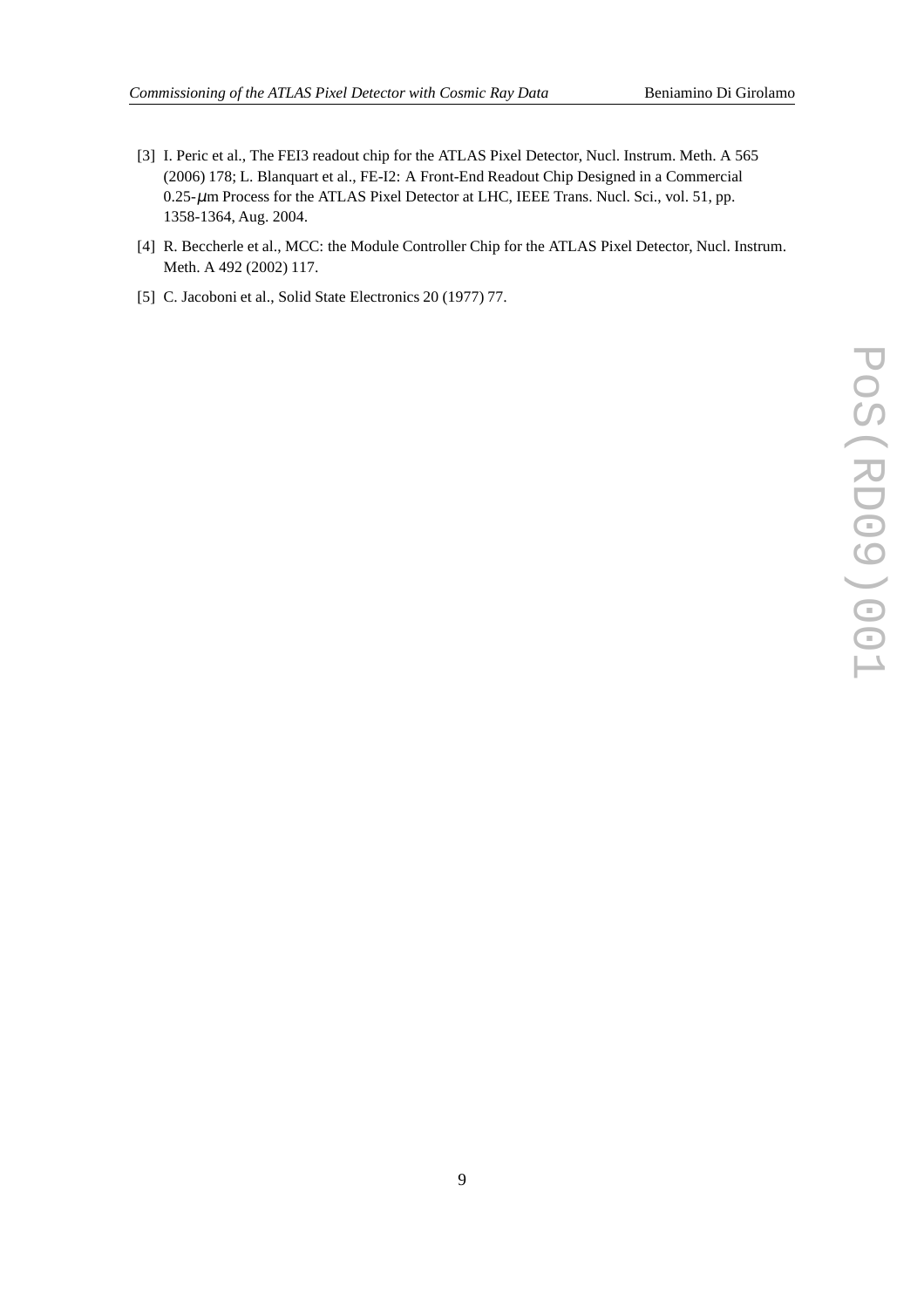[3] I. Peric et al., The FEI3 readout chip for the ATLAS Pixel Detector, Nucl. Instrum. Meth. A 565 (2006) 178; L. Blanquart et al., FE-I2: A Front-End Readout Chip Designed in a Commercial 0.25-$\mu$m Process for the ATLAS Pixel Detector at LHC, IEEE Trans. Nucl. Sci., vol. 51, pp. 1358-1364, Aug. 2004.

[4] R. Beccherle et al., MCC: the Module Controller Chip for the ATLAS Pixel Detector, Nucl. Instrum. Meth. A 492 (2002) 117.

[5] C. Jacoboni et al., Solid State Electronics 20 (1977) 77.